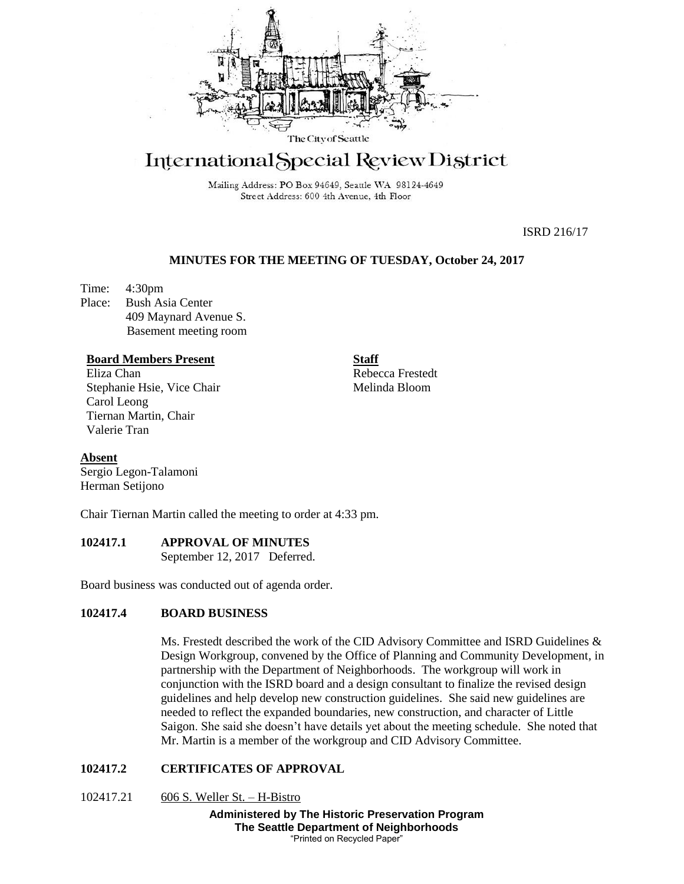The City of Seattle

# International Special Review District

Mailing Address: PO Box 94649, Seattle WA 98124-4649
Street Address: 600 4th Avenue, 4th Floor

ISRD 216/17

**MINUTES FOR THE MEETING OF TUESDAY, October 24, 2017**

Time: 4:30pm
Place: Bush Asia Center
409 Maynard Avenue S.
Basement meeting room

**Board Members Present**
Eliza Chan
Stephanie Hsie, Vice Chair
Carol Leong
Tiernan Martin, Chair
Valerie Tran

**Staff**
Rebecca Frestedt
Melinda Bloom

**Absent**
Sergio Legon-Talamoni
Herman Setijono

Chair Tiernan Martin called the meeting to order at 4:33 pm.

**102417.1 APPROVAL OF MINUTES**
September 12, 2017 Deferred.

Board business was conducted out of agenda order.

**102417.4 BOARD BUSINESS**

Ms. Frestedt described the work of the CID Advisory Committee and ISRD Guidelines & Design Workgroup, convened by the Office of Planning and Community Development, in partnership with the Department of Neighborhoods. The workgroup will work in conjunction with the ISRD board and a design consultant to finalize the revised design guidelines and help develop new construction guidelines. She said new guidelines are needed to reflect the expanded boundaries, new construction, and character of Little Saigon. She said she doesn't have details yet about the meeting schedule. She noted that Mr. Martin is a member of the workgroup and CID Advisory Committee.

**102417.2 CERTIFICATES OF APPROVAL**

102417.21 606 S. Weller St. – H-Bistro

**Administered by The Historic Preservation Program**
**The Seattle Department of Neighborhoods**
"Printed on Recycled Paper"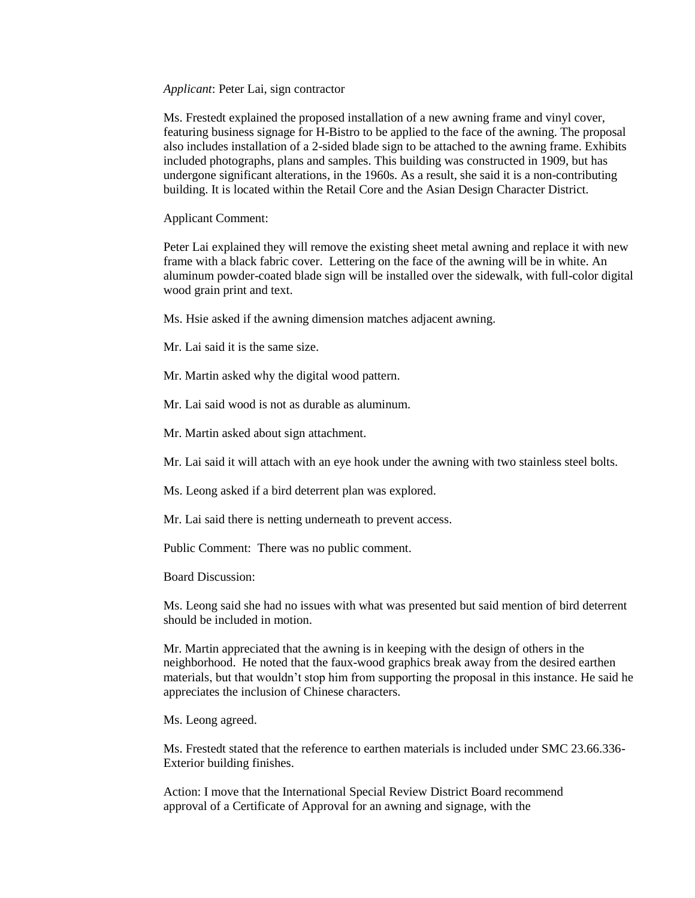*Applicant*: Peter Lai, sign contractor

Ms. Frestedt explained the proposed installation of a new awning frame and vinyl cover, featuring business signage for H-Bistro to be applied to the face of the awning. The proposal also includes installation of a 2-sided blade sign to be attached to the awning frame. Exhibits included photographs, plans and samples. This building was constructed in 1909, but has undergone significant alterations, in the 1960s. As a result, she said it is a non-contributing building. It is located within the Retail Core and the Asian Design Character District.

Applicant Comment:

Peter Lai explained they will remove the existing sheet metal awning and replace it with new frame with a black fabric cover. Lettering on the face of the awning will be in white. An aluminum powder-coated blade sign will be installed over the sidewalk, with full-color digital wood grain print and text.

Ms. Hsie asked if the awning dimension matches adjacent awning.

Mr. Lai said it is the same size.

Mr. Martin asked why the digital wood pattern.

Mr. Lai said wood is not as durable as aluminum.

Mr. Martin asked about sign attachment.

Mr. Lai said it will attach with an eye hook under the awning with two stainless steel bolts.

Ms. Leong asked if a bird deterrent plan was explored.

Mr. Lai said there is netting underneath to prevent access.

Public Comment: There was no public comment.

Board Discussion:

Ms. Leong said she had no issues with what was presented but said mention of bird deterrent should be included in motion.

Mr. Martin appreciated that the awning is in keeping with the design of others in the neighborhood. He noted that the faux-wood graphics break away from the desired earthen materials, but that wouldn't stop him from supporting the proposal in this instance. He said he appreciates the inclusion of Chinese characters.

Ms. Leong agreed.

Ms. Frestedt stated that the reference to earthen materials is included under SMC 23.66.336-Exterior building finishes.

Action: I move that the International Special Review District Board recommend approval of a Certificate of Approval for an awning and signage, with the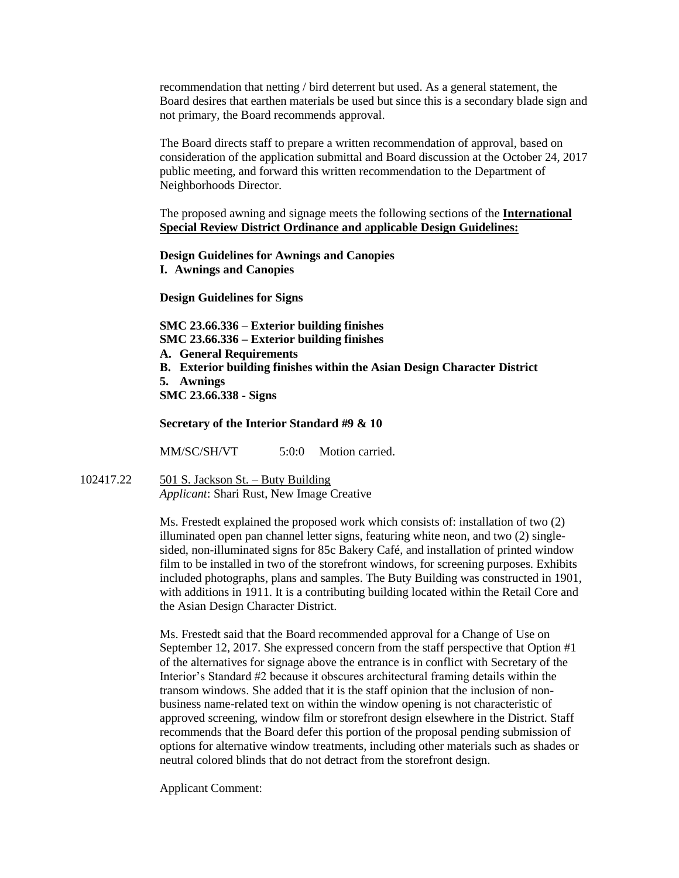recommendation that netting / bird deterrent but used. As a general statement, the Board desires that earthen materials be used but since this is a secondary blade sign and not primary, the Board recommends approval.

The Board directs staff to prepare a written recommendation of approval, based on consideration of the application submittal and Board discussion at the October 24, 2017 public meeting, and forward this written recommendation to the Department of Neighborhoods Director.

The proposed awning and signage meets the following sections of the **International Special Review District Ordinance and applicable Design Guidelines:**

**Design Guidelines for Awnings and Canopies**
**I. Awnings and Canopies**

**Design Guidelines for Signs**

**SMC 23.66.336 – Exterior building finishes**
**SMC 23.66.336 – Exterior building finishes**
**A. General Requirements**
**B. Exterior building finishes within the Asian Design Character District**
**5. Awnings**
**SMC 23.66.338 - Signs**

**Secretary of the Interior Standard #9 & 10**

MM/SC/SH/VT 5:0:0 Motion carried.

102417.22 501 S. Jackson St. – Buty Building
*Applicant*: Shari Rust, New Image Creative

Ms. Frestedt explained the proposed work which consists of: installation of two (2) illuminated open pan channel letter signs, featuring white neon, and two (2) single-sided, non-illuminated signs for 85c Bakery Café, and installation of printed window film to be installed in two of the storefront windows, for screening purposes. Exhibits included photographs, plans and samples. The Buty Building was constructed in 1901, with additions in 1911. It is a contributing building located within the Retail Core and the Asian Design Character District.

Ms. Frestedt said that the Board recommended approval for a Change of Use on September 12, 2017. She expressed concern from the staff perspective that Option #1 of the alternatives for signage above the entrance is in conflict with Secretary of the Interior's Standard #2 because it obscures architectural framing details within the transom windows. She added that it is the staff opinion that the inclusion of non-business name-related text on within the window opening is not characteristic of approved screening, window film or storefront design elsewhere in the District. Staff recommends that the Board defer this portion of the proposal pending submission of options for alternative window treatments, including other materials such as shades or neutral colored blinds that do not detract from the storefront design.

Applicant Comment: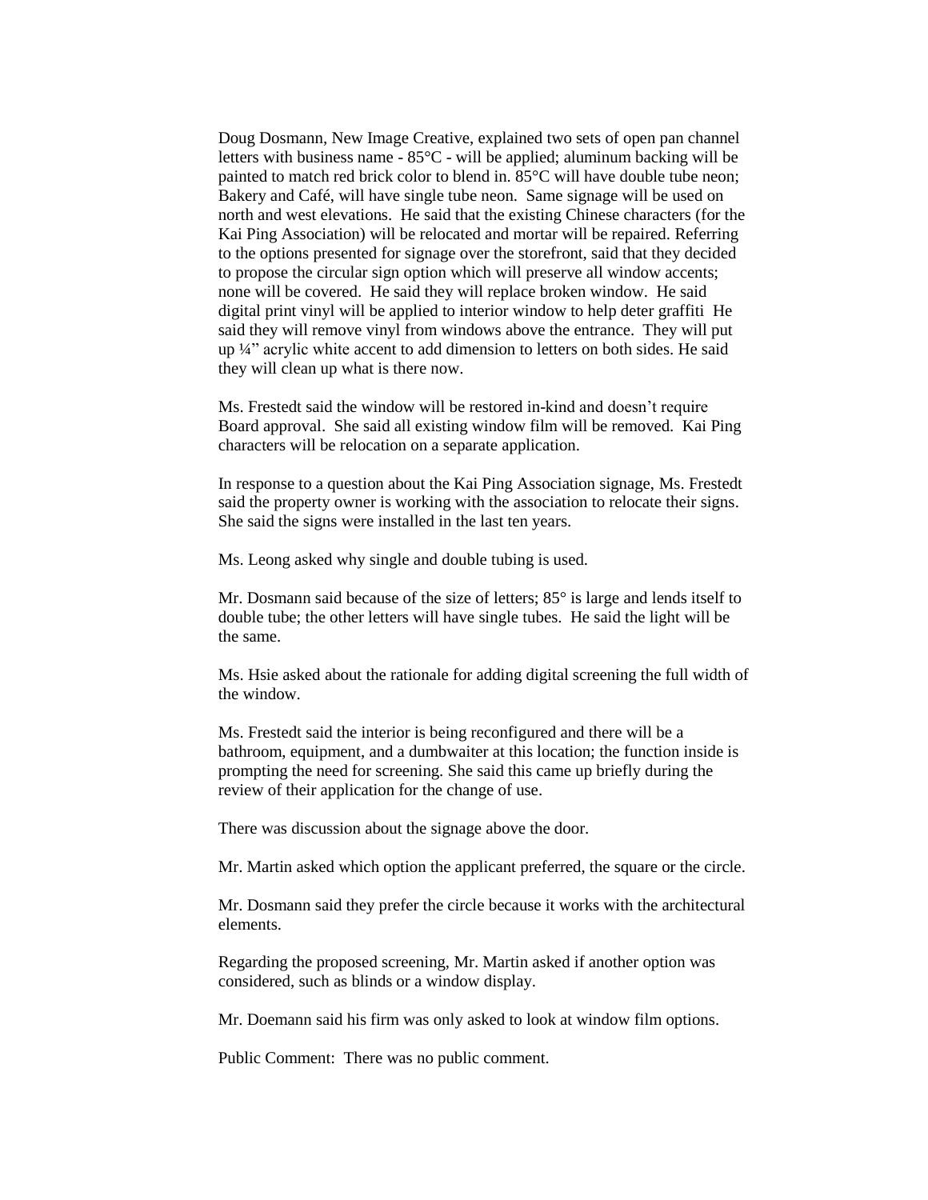Doug Dosmann, New Image Creative, explained two sets of open pan channel letters with business name - 85°C - will be applied; aluminum backing will be painted to match red brick color to blend in. 85°C will have double tube neon; Bakery and Café, will have single tube neon. Same signage will be used on north and west elevations. He said that the existing Chinese characters (for the Kai Ping Association) will be relocated and mortar will be repaired. Referring to the options presented for signage over the storefront, said that they decided to propose the circular sign option which will preserve all window accents; none will be covered. He said they will replace broken window. He said digital print vinyl will be applied to interior window to help deter graffiti He said they will remove vinyl from windows above the entrance. They will put up ¼" acrylic white accent to add dimension to letters on both sides. He said they will clean up what is there now.

Ms. Frestedt said the window will be restored in-kind and doesn't require Board approval. She said all existing window film will be removed. Kai Ping characters will be relocation on a separate application.

In response to a question about the Kai Ping Association signage, Ms. Frestedt said the property owner is working with the association to relocate their signs. She said the signs were installed in the last ten years.

Ms. Leong asked why single and double tubing is used.

Mr. Dosmann said because of the size of letters; 85° is large and lends itself to double tube; the other letters will have single tubes. He said the light will be the same.

Ms. Hsie asked about the rationale for adding digital screening the full width of the window.

Ms. Frestedt said the interior is being reconfigured and there will be a bathroom, equipment, and a dumbwaiter at this location; the function inside is prompting the need for screening. She said this came up briefly during the review of their application for the change of use.

There was discussion about the signage above the door.

Mr. Martin asked which option the applicant preferred, the square or the circle.

Mr. Dosmann said they prefer the circle because it works with the architectural elements.

Regarding the proposed screening, Mr. Martin asked if another option was considered, such as blinds or a window display.

Mr. Doemann said his firm was only asked to look at window film options.

Public Comment: There was no public comment.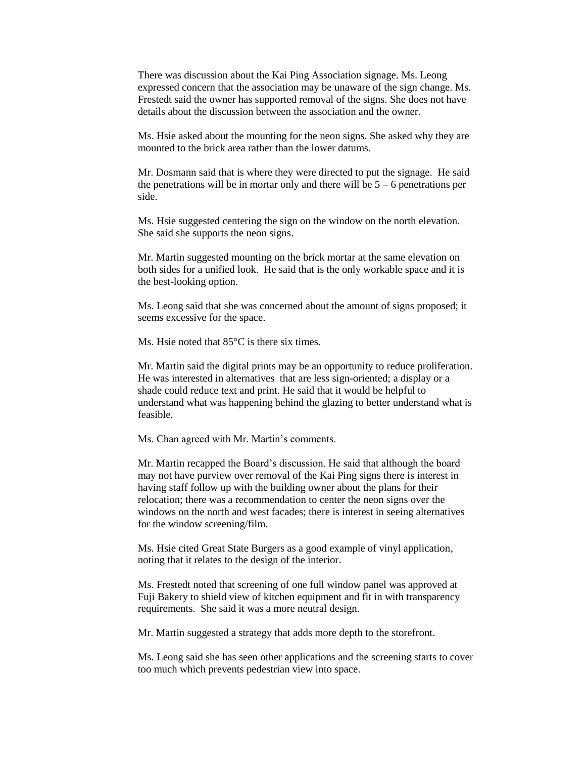There was discussion about the Kai Ping Association signage. Ms. Leong expressed concern that the association may be unaware of the sign change. Ms. Frestedt said the owner has supported removal of the signs. She does not have details about the discussion between the association and the owner.

Ms. Hsie asked about the mounting for the neon signs. She asked why they are mounted to the brick area rather than the lower datums.

Mr. Dosmann said that is where they were directed to put the signage. He said the penetrations will be in mortar only and there will be 5 – 6 penetrations per side.

Ms. Hsie suggested centering the sign on the window on the north elevation. She said she supports the neon signs.

Mr. Martin suggested mounting on the brick mortar at the same elevation on both sides for a unified look. He said that is the only workable space and it is the best-looking option.

Ms. Leong said that she was concerned about the amount of signs proposed; it seems excessive for the space.

Ms. Hsie noted that 85°C is there six times.

Mr. Martin said the digital prints may be an opportunity to reduce proliferation. He was interested in alternatives that are less sign-oriented; a display or a shade could reduce text and print. He said that it would be helpful to understand what was happening behind the glazing to better understand what is feasible.

Ms. Chan agreed with Mr. Martin's comments.

Mr. Martin recapped the Board's discussion. He said that although the board may not have purview over removal of the Kai Ping signs there is interest in having staff follow up with the building owner about the plans for their relocation; there was a recommendation to center the neon signs over the windows on the north and west facades; there is interest in seeing alternatives for the window screening/film.

Ms. Hsie cited Great State Burgers as a good example of vinyl application, noting that it relates to the design of the interior.

Ms. Frestedt noted that screening of one full window panel was approved at Fuji Bakery to shield view of kitchen equipment and fit in with transparency requirements. She said it was a more neutral design.

Mr. Martin suggested a strategy that adds more depth to the storefront.

Ms. Leong said she has seen other applications and the screening starts to cover too much which prevents pedestrian view into space.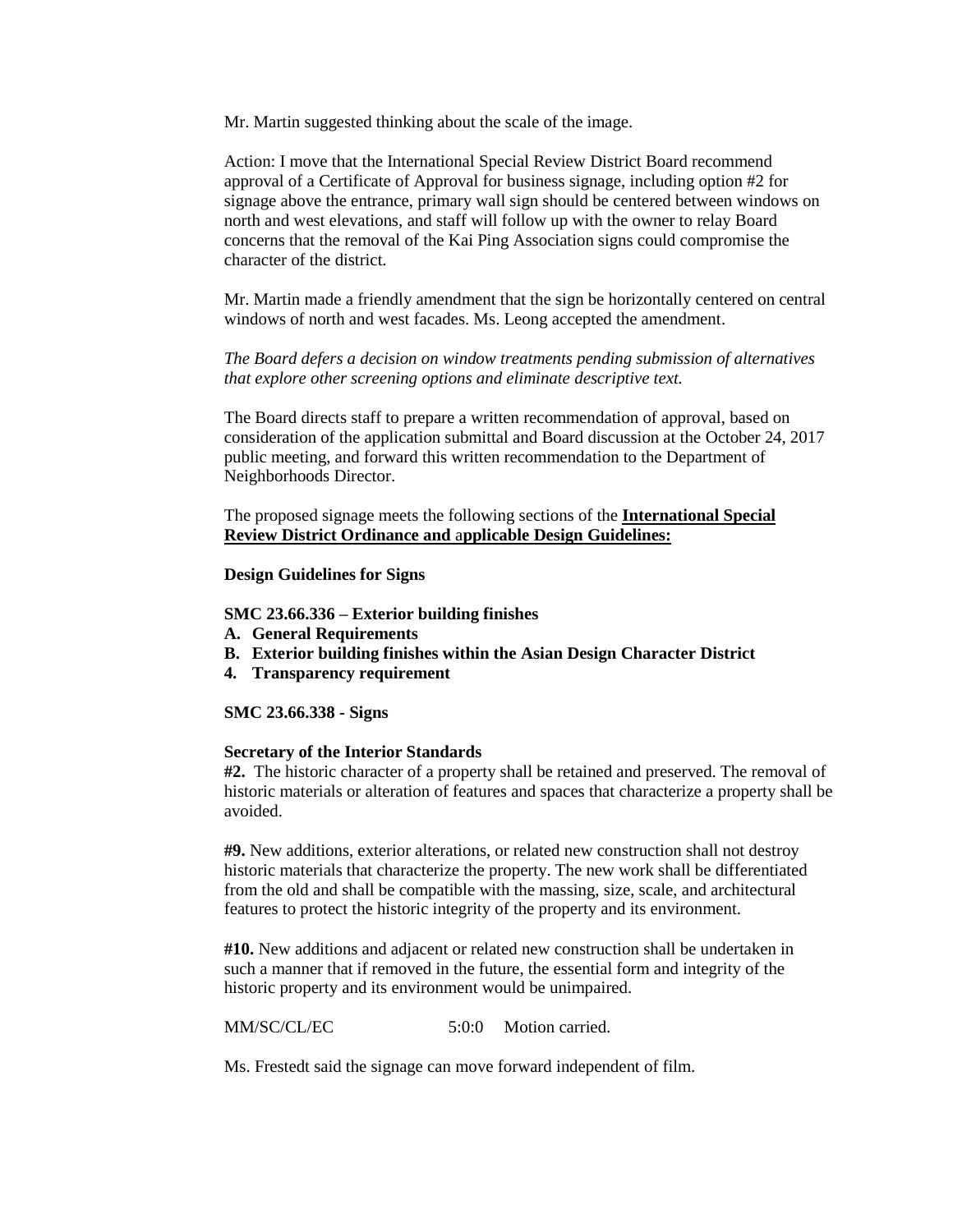Mr. Martin suggested thinking about the scale of the image.

Action: I move that the International Special Review District Board recommend approval of a Certificate of Approval for business signage, including option #2 for signage above the entrance, primary wall sign should be centered between windows on north and west elevations, and staff will follow up with the owner to relay Board concerns that the removal of the Kai Ping Association signs could compromise the character of the district.

Mr. Martin made a friendly amendment that the sign be horizontally centered on central windows of north and west facades. Ms. Leong accepted the amendment.

*The Board defers a decision on window treatments pending submission of alternatives that explore other screening options and eliminate descriptive text.*

The Board directs staff to prepare a written recommendation of approval, based on consideration of the application submittal and Board discussion at the October 24, 2017 public meeting, and forward this written recommendation to the Department of Neighborhoods Director.

The proposed signage meets the following sections of the **International Special Review District Ordinance and applicable Design Guidelines:**

**Design Guidelines for Signs**

**SMC 23.66.336 – Exterior building finishes**

**A. General Requirements**
**B. Exterior building finishes within the Asian Design Character District**
**4. Transparency requirement**

**SMC 23.66.338 - Signs**

**Secretary of the Interior Standards**

**#2.** The historic character of a property shall be retained and preserved. The removal of historic materials or alteration of features and spaces that characterize a property shall be avoided.

**#9.** New additions, exterior alterations, or related new construction shall not destroy historic materials that characterize the property. The new work shall be differentiated from the old and shall be compatible with the massing, size, scale, and architectural features to protect the historic integrity of the property and its environment.

**#10.** New additions and adjacent or related new construction shall be undertaken in such a manner that if removed in the future, the essential form and integrity of the historic property and its environment would be unimpaired.

MM/SC/CL/EC 5:0:0 Motion carried.

Ms. Frestedt said the signage can move forward independent of film.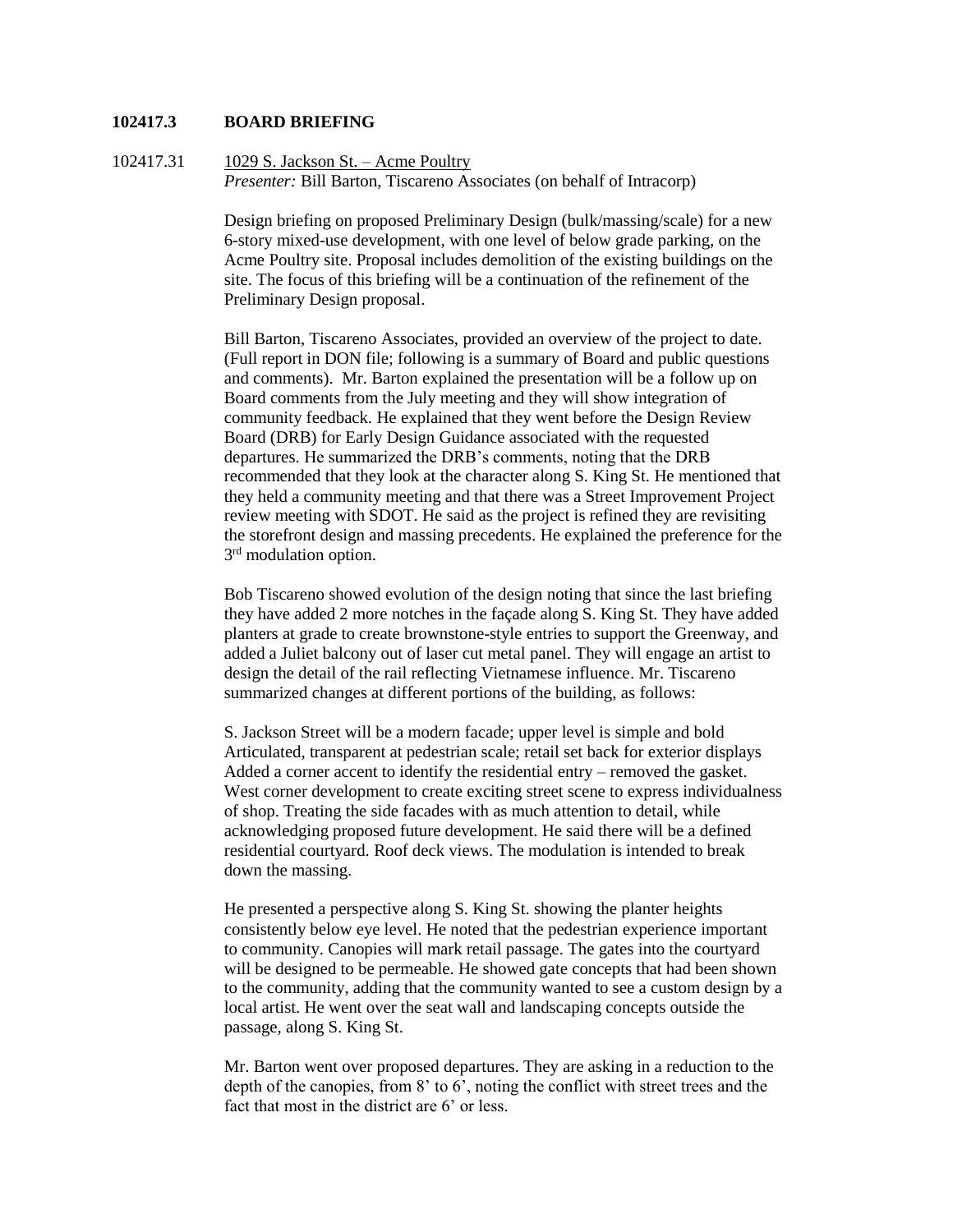## 102417.3 BOARD BRIEFING

102417.31 1029 S. Jackson St. – Acme Poultry
*Presenter:* Bill Barton, Tiscareno Associates (on behalf of Intracorp)

Design briefing on proposed Preliminary Design (bulk/massing/scale) for a new 6-story mixed-use development, with one level of below grade parking, on the Acme Poultry site. Proposal includes demolition of the existing buildings on the site. The focus of this briefing will be a continuation of the refinement of the Preliminary Design proposal.

Bill Barton, Tiscareno Associates, provided an overview of the project to date. (Full report in DON file; following is a summary of Board and public questions and comments). Mr. Barton explained the presentation will be a follow up on Board comments from the July meeting and they will show integration of community feedback. He explained that they went before the Design Review Board (DRB) for Early Design Guidance associated with the requested departures. He summarized the DRB's comments, noting that the DRB recommended that they look at the character along S. King St. He mentioned that they held a community meeting and that there was a Street Improvement Project review meeting with SDOT. He said as the project is refined they are revisiting the storefront design and massing precedents. He explained the preference for the 3rd modulation option.

Bob Tiscareno showed evolution of the design noting that since the last briefing they have added 2 more notches in the façade along S. King St. They have added planters at grade to create brownstone-style entries to support the Greenway, and added a Juliet balcony out of laser cut metal panel. They will engage an artist to design the detail of the rail reflecting Vietnamese influence. Mr. Tiscareno summarized changes at different portions of the building, as follows:

S. Jackson Street will be a modern facade; upper level is simple and bold Articulated, transparent at pedestrian scale; retail set back for exterior displays Added a corner accent to identify the residential entry – removed the gasket. West corner development to create exciting street scene to express individualness of shop. Treating the side facades with as much attention to detail, while acknowledging proposed future development. He said there will be a defined residential courtyard. Roof deck views. The modulation is intended to break down the massing.

He presented a perspective along S. King St. showing the planter heights consistently below eye level. He noted that the pedestrian experience important to community. Canopies will mark retail passage. The gates into the courtyard will be designed to be permeable. He showed gate concepts that had been shown to the community, adding that the community wanted to see a custom design by a local artist. He went over the seat wall and landscaping concepts outside the passage, along S. King St.

Mr. Barton went over proposed departures. They are asking in a reduction to the depth of the canopies, from 8' to 6', noting the conflict with street trees and the fact that most in the district are 6' or less.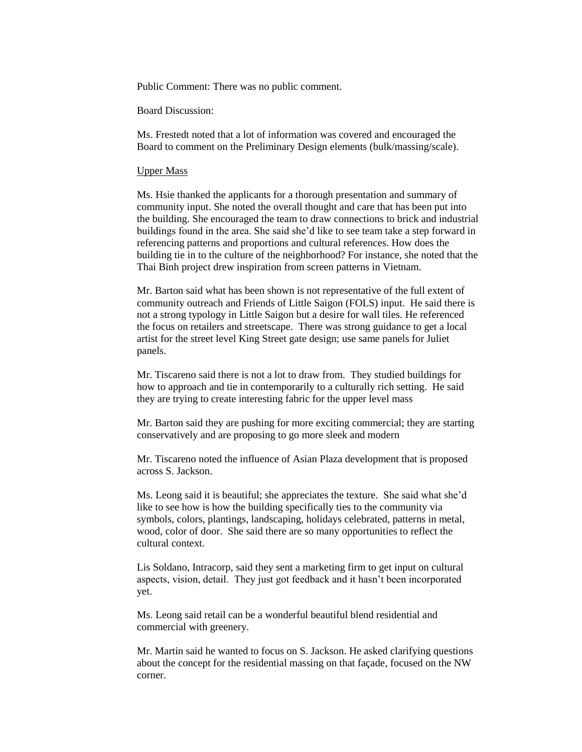Public Comment: There was no public comment.

Board Discussion:

Ms. Frestedt noted that a lot of information was covered and encouraged the Board to comment on the Preliminary Design elements (bulk/massing/scale).

Upper Mass

Ms. Hsie thanked the applicants for a thorough presentation and summary of community input. She noted the overall thought and care that has been put into the building. She encouraged the team to draw connections to brick and industrial buildings found in the area. She said she'd like to see team take a step forward in referencing patterns and proportions and cultural references. How does the building tie in to the culture of the neighborhood? For instance, she noted that the Thai Binh project drew inspiration from screen patterns in Vietnam.

Mr. Barton said what has been shown is not representative of the full extent of community outreach and Friends of Little Saigon (FOLS) input. He said there is not a strong typology in Little Saigon but a desire for wall tiles. He referenced the focus on retailers and streetscape. There was strong guidance to get a local artist for the street level King Street gate design; use same panels for Juliet panels.

Mr. Tiscareno said there is not a lot to draw from. They studied buildings for how to approach and tie in contemporarily to a culturally rich setting. He said they are trying to create interesting fabric for the upper level mass

Mr. Barton said they are pushing for more exciting commercial; they are starting conservatively and are proposing to go more sleek and modern

Mr. Tiscareno noted the influence of Asian Plaza development that is proposed across S. Jackson.

Ms. Leong said it is beautiful; she appreciates the texture. She said what she'd like to see how is how the building specifically ties to the community via symbols, colors, plantings, landscaping, holidays celebrated, patterns in metal, wood, color of door. She said there are so many opportunities to reflect the cultural context.

Lis Soldano, Intracorp, said they sent a marketing firm to get input on cultural aspects, vision, detail. They just got feedback and it hasn't been incorporated yet.

Ms. Leong said retail can be a wonderful beautiful blend residential and commercial with greenery.

Mr. Martin said he wanted to focus on S. Jackson. He asked clarifying questions about the concept for the residential massing on that façade, focused on the NW corner.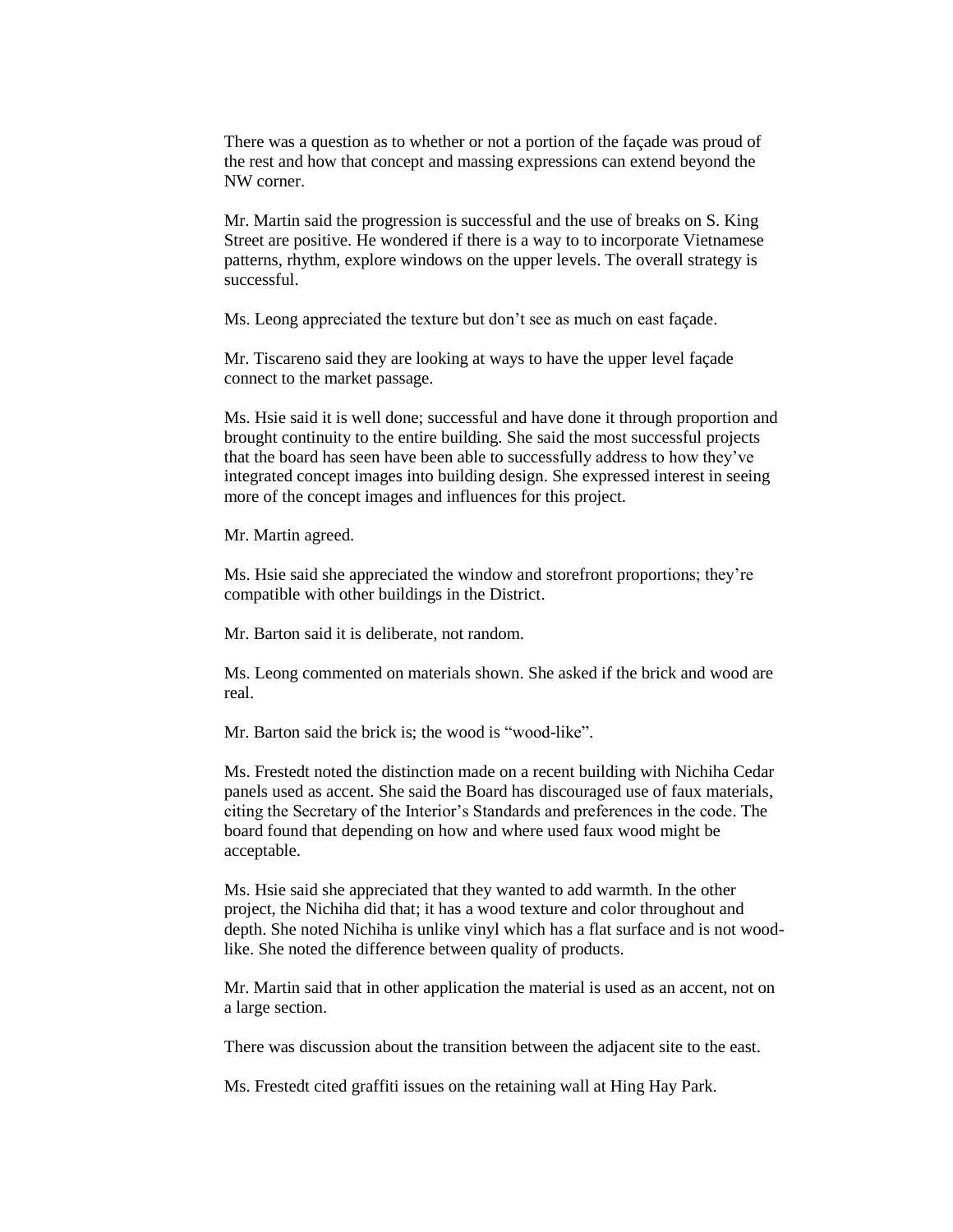There was a question as to whether or not a portion of the façade was proud of the rest and how that concept and massing expressions can extend beyond the NW corner.

Mr. Martin said the progression is successful and the use of breaks on S. King Street are positive. He wondered if there is a way to to incorporate Vietnamese patterns, rhythm, explore windows on the upper levels. The overall strategy is successful.

Ms. Leong appreciated the texture but don't see as much on east façade.

Mr. Tiscareno said they are looking at ways to have the upper level façade connect to the market passage.

Ms. Hsie said it is well done; successful and have done it through proportion and brought continuity to the entire building. She said the most successful projects that the board has seen have been able to successfully address to how they've integrated concept images into building design. She expressed interest in seeing more of the concept images and influences for this project.

Mr. Martin agreed.

Ms. Hsie said she appreciated the window and storefront proportions; they're compatible with other buildings in the District.

Mr. Barton said it is deliberate, not random.

Ms. Leong commented on materials shown. She asked if the brick and wood are real.

Mr. Barton said the brick is; the wood is "wood-like".

Ms. Frestedt noted the distinction made on a recent building with Nichiha Cedar panels used as accent. She said the Board has discouraged use of faux materials, citing the Secretary of the Interior's Standards and preferences in the code. The board found that depending on how and where used faux wood might be acceptable.

Ms. Hsie said she appreciated that they wanted to add warmth. In the other project, the Nichiha did that; it has a wood texture and color throughout and depth. She noted Nichiha is unlike vinyl which has a flat surface and is not wood-like. She noted the difference between quality of products.

Mr. Martin said that in other application the material is used as an accent, not on a large section.

There was discussion about the transition between the adjacent site to the east.

Ms. Frestedt cited graffiti issues on the retaining wall at Hing Hay Park.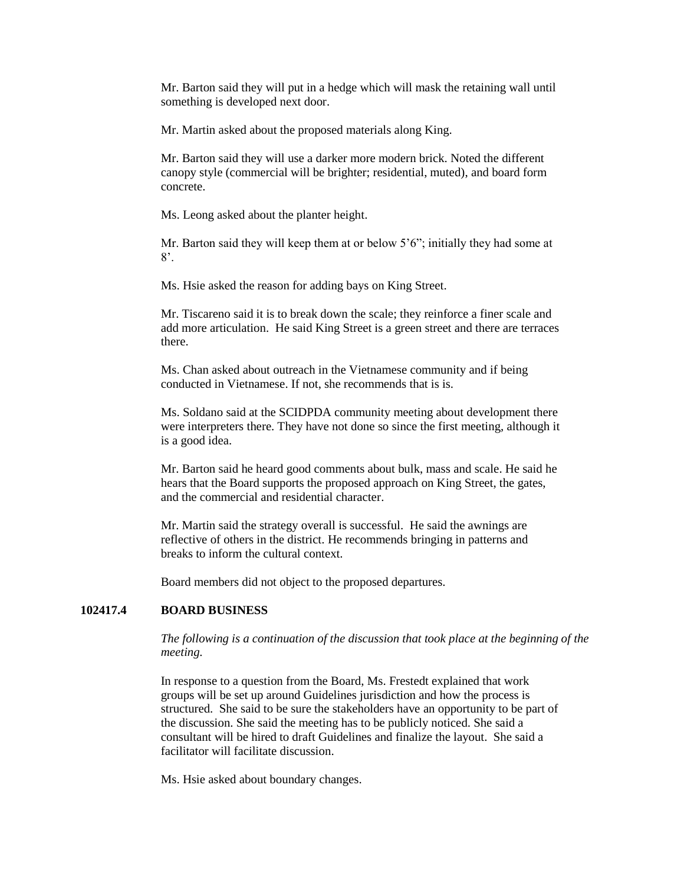Mr. Barton said they will put in a hedge which will mask the retaining wall until something is developed next door.

Mr. Martin asked about the proposed materials along King.

Mr. Barton said they will use a darker more modern brick. Noted the different canopy style (commercial will be brighter; residential, muted), and board form concrete.

Ms. Leong asked about the planter height.

Mr. Barton said they will keep them at or below 5'6"; initially they had some at 8'.

Ms. Hsie asked the reason for adding bays on King Street.

Mr. Tiscareno said it is to break down the scale; they reinforce a finer scale and add more articulation. He said King Street is a green street and there are terraces there.

Ms. Chan asked about outreach in the Vietnamese community and if being conducted in Vietnamese. If not, she recommends that is is.

Ms. Soldano said at the SCIDPDA community meeting about development there were interpreters there. They have not done so since the first meeting, although it is a good idea.

Mr. Barton said he heard good comments about bulk, mass and scale. He said he hears that the Board supports the proposed approach on King Street, the gates, and the commercial and residential character.

Mr. Martin said the strategy overall is successful. He said the awnings are reflective of others in the district. He recommends bringing in patterns and breaks to inform the cultural context.

Board members did not object to the proposed departures.

## 102417.4 BOARD BUSINESS

*The following is a continuation of the discussion that took place at the beginning of the meeting.*

In response to a question from the Board, Ms. Frestedt explained that work groups will be set up around Guidelines jurisdiction and how the process is structured. She said to be sure the stakeholders have an opportunity to be part of the discussion. She said the meeting has to be publicly noticed. She said a consultant will be hired to draft Guidelines and finalize the layout. She said a facilitator will facilitate discussion.

Ms. Hsie asked about boundary changes.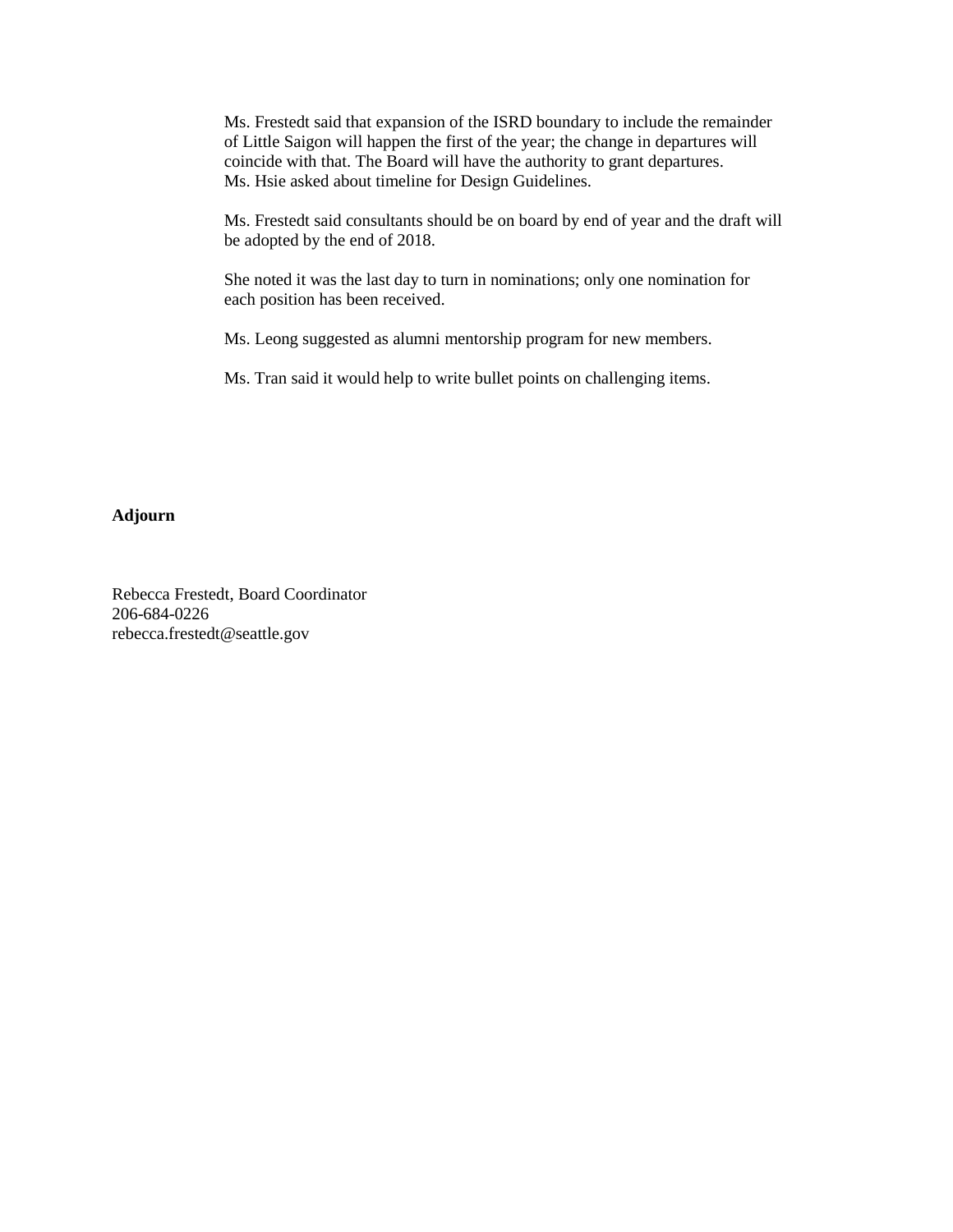Ms. Frestedt said that expansion of the ISRD boundary to include the remainder of Little Saigon will happen the first of the year; the change in departures will coincide with that. The Board will have the authority to grant departures. Ms. Hsie asked about timeline for Design Guidelines.

Ms. Frestedt said consultants should be on board by end of year and the draft will be adopted by the end of 2018.

She noted it was the last day to turn in nominations; only one nomination for each position has been received.

Ms. Leong suggested as alumni mentorship program for new members.

Ms. Tran said it would help to write bullet points on challenging items.

**Adjourn**

Rebecca Frestedt, Board Coordinator
206-684-0226
rebecca.frestedt@seattle.gov